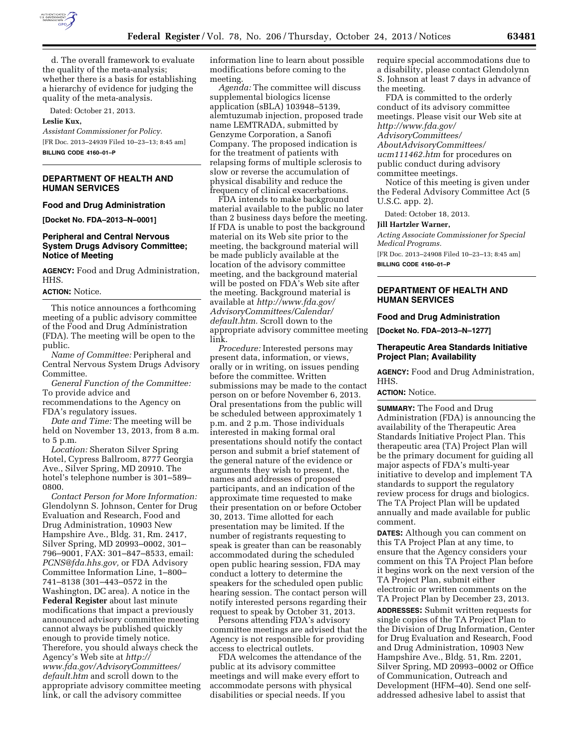d. The overall framework to evaluate the quality of the meta-analysis; whether there is a basis for establishing a hierarchy of evidence for judging the quality of the meta-analysis.

Dated: October 21, 2013.

**Leslie Kux,**

*Assistant Commissioner for Policy.*

[FR Doc. 2013–24939 Filed 10–23–13; 8:45 am]

**BILLING CODE 4160–01–P**

## DEPARTMENT OF HEALTH AND HUMAN SERVICES

### Food and Drug Administration

**[Docket No. FDA–2013–N–0001]**

### Peripheral and Central Nervous System Drugs Advisory Committee; Notice of Meeting

**AGENCY:** Food and Drug Administration, HHS.

**ACTION:** Notice.

This notice announces a forthcoming meeting of a public advisory committee of the Food and Drug Administration (FDA). The meeting will be open to the public.

*Name of Committee:* Peripheral and Central Nervous System Drugs Advisory Committee.

*General Function of the Committee:* To provide advice and recommendations to the Agency on FDA's regulatory issues.

*Date and Time:* The meeting will be held on November 13, 2013, from 8 a.m. to 5 p.m.

*Location:* Sheraton Silver Spring Hotel, Cypress Ballroom, 8777 Georgia Ave., Silver Spring, MD 20910. The hotel's telephone number is 301–589–0800.

*Contact Person for More Information:* Glendolynn S. Johnson, Center for Drug Evaluation and Research, Food and Drug Administration, 10903 New Hampshire Ave., Bldg. 31, Rm. 2417, Silver Spring, MD 20993–0002, 301–796–9001, FAX: 301–847–8533, email: *PCNS@fda.hhs.gov,* or FDA Advisory Committee Information Line, 1–800–741–8138 (301–443–0572 in the Washington, DC area). A notice in the **Federal Register** about last minute modifications that impact a previously announced advisory committee meeting cannot always be published quickly enough to provide timely notice. Therefore, you should always check the Agency's Web site at *http://www.fda.gov/AdvisoryCommittees/default.htm* and scroll down to the appropriate advisory committee meeting link, or call the advisory committee information line to learn about possible modifications before coming to the meeting.

*Agenda:* The committee will discuss supplemental biologics license application (sBLA) 103948–5139, alemtuzumab injection, proposed trade name LEMTRADA, submitted by Genzyme Corporation, a Sanofi Company. The proposed indication is for the treatment of patients with relapsing forms of multiple sclerosis to slow or reverse the accumulation of physical disability and reduce the frequency of clinical exacerbations.

FDA intends to make background material available to the public no later than 2 business days before the meeting. If FDA is unable to post the background material on its Web site prior to the meeting, the background material will be made publicly available at the location of the advisory committee meeting, and the background material will be posted on FDA's Web site after the meeting. Background material is available at *http://www.fda.gov/AdvisoryCommittees/Calendar/default.htm.* Scroll down to the appropriate advisory committee meeting link.

*Procedure:* Interested persons may present data, information, or views, orally or in writing, on issues pending before the committee. Written submissions may be made to the contact person on or before November 6, 2013. Oral presentations from the public will be scheduled between approximately 1 p.m. and 2 p.m. Those individuals interested in making formal oral presentations should notify the contact person and submit a brief statement of the general nature of the evidence or arguments they wish to present, the names and addresses of proposed participants, and an indication of the approximate time requested to make their presentation on or before October 30, 2013. Time allotted for each presentation may be limited. If the number of registrants requesting to speak is greater than can be reasonably accommodated during the scheduled open public hearing session, FDA may conduct a lottery to determine the speakers for the scheduled open public hearing session. The contact person will notify interested persons regarding their request to speak by October 31, 2013.

Persons attending FDA's advisory committee meetings are advised that the Agency is not responsible for providing access to electrical outlets.

FDA welcomes the attendance of the public at its advisory committee meetings and will make every effort to accommodate persons with physical disabilities or special needs. If you require special accommodations due to a disability, please contact Glendolynn S. Johnson at least 7 days in advance of the meeting.

FDA is committed to the orderly conduct of its advisory committee meetings. Please visit our Web site at *http://www.fda.gov/AdvisoryCommittees/AboutAdvisoryCommittees/ucm111462.htm* for procedures on public conduct during advisory committee meetings.

Notice of this meeting is given under the Federal Advisory Committee Act (5 U.S.C. app. 2).

Dated: October 18, 2013.

**Jill Hartzler Warner,**

*Acting Associate Commissioner for Special Medical Programs.*

[FR Doc. 2013–24908 Filed 10–23–13; 8:45 am]

**BILLING CODE 4160–01–P**

## DEPARTMENT OF HEALTH AND HUMAN SERVICES

### Food and Drug Administration

**[Docket No. FDA–2013–N–1277]**

### Therapeutic Area Standards Initiative Project Plan; Availability

**AGENCY:** Food and Drug Administration, HHS.

**ACTION:** Notice.

**SUMMARY:** The Food and Drug Administration (FDA) is announcing the availability of the Therapeutic Area Standards Initiative Project Plan. This therapeutic area (TA) Project Plan will be the primary document for guiding all major aspects of FDA's multi-year initiative to develop and implement TA standards to support the regulatory review process for drugs and biologics. The TA Project Plan will be updated annually and made available for public comment.

**DATES:** Although you can comment on this TA Project Plan at any time, to ensure that the Agency considers your comment on this TA Project Plan before it begins work on the next version of the TA Project Plan, submit either electronic or written comments on the TA Project Plan by December 23, 2013.

**ADDRESSES:** Submit written requests for single copies of the TA Project Plan to the Division of Drug Information, Center for Drug Evaluation and Research, Food and Drug Administration, 10903 New Hampshire Ave., Bldg. 51, Rm. 2201, Silver Spring, MD 20993–0002 or Office of Communication, Outreach and Development (HFM–40). Send one self-addressed adhesive label to assist that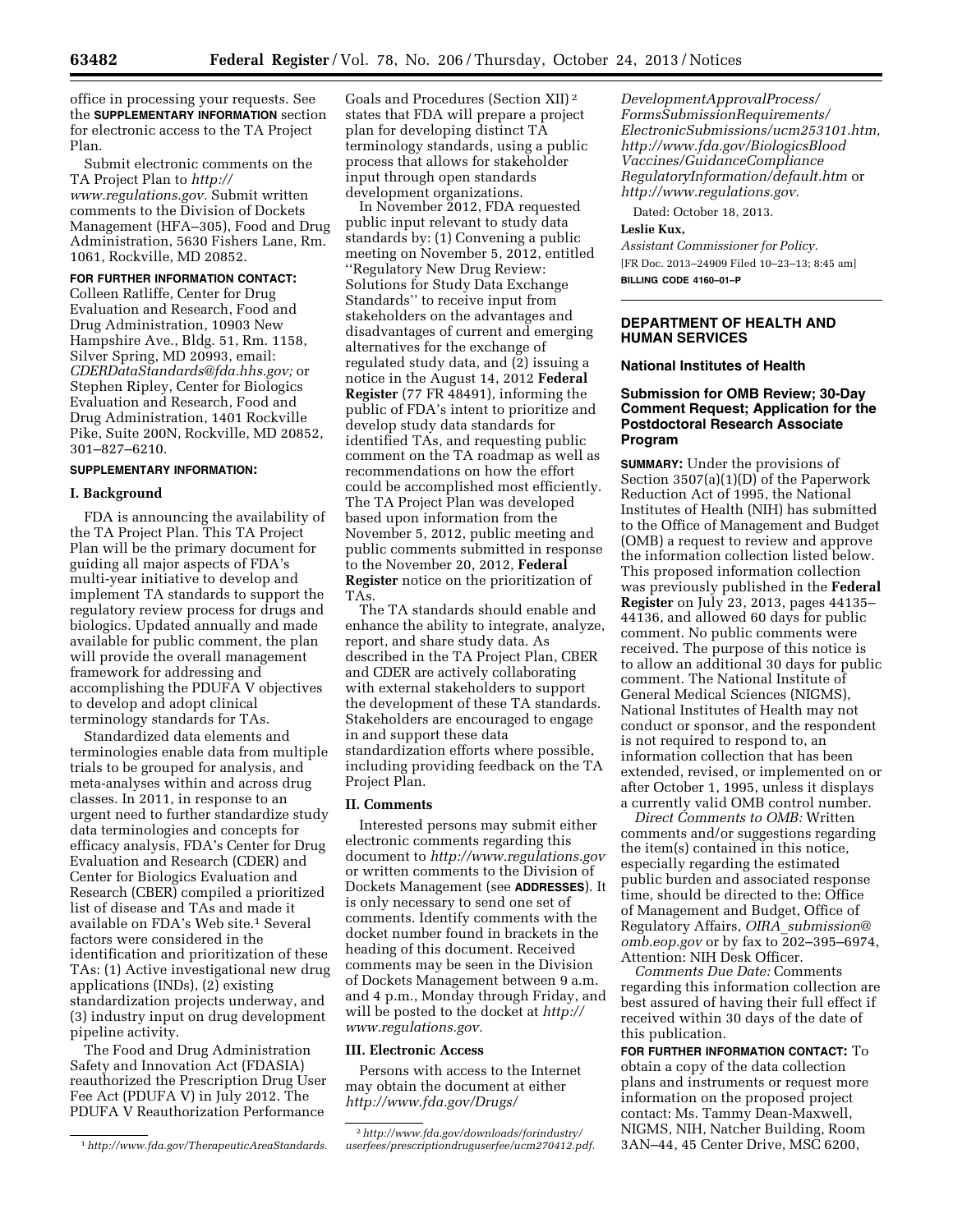office in processing your requests. See the **SUPPLEMENTARY INFORMATION** section for electronic access to the TA Project Plan.

Submit electronic comments on the TA Project Plan to *http://www.regulations.gov.* Submit written comments to the Division of Dockets Management (HFA–305), Food and Drug Administration, 5630 Fishers Lane, Rm. 1061, Rockville, MD 20852.

**FOR FURTHER INFORMATION CONTACT:** Colleen Ratliffe, Center for Drug Evaluation and Research, Food and Drug Administration, 10903 New Hampshire Ave., Bldg. 51, Rm. 1158, Silver Spring, MD 20993, email: *CDERDataStandards@fda.hhs.gov;* or Stephen Ripley, Center for Biologics Evaluation and Research, Food and Drug Administration, 1401 Rockville Pike, Suite 200N, Rockville, MD 20852, 301–827–6210.

**SUPPLEMENTARY INFORMATION:**

## I. Background

FDA is announcing the availability of the TA Project Plan. This TA Project Plan will be the primary document for guiding all major aspects of FDA's multi-year initiative to develop and implement TA standards to support the regulatory review process for drugs and biologics. Updated annually and made available for public comment, the plan will provide the overall management framework for addressing and accomplishing the PDUFA V objectives to develop and adopt clinical terminology standards for TAs.

Standardized data elements and terminologies enable data from multiple trials to be grouped for analysis, and meta-analyses within and across drug classes. In 2011, in response to an urgent need to further standardize study data terminologies and concepts for efficacy analysis, FDA's Center for Drug Evaluation and Research (CDER) and Center for Biologics Evaluation and Research (CBER) compiled a prioritized list of disease and TAs and made it available on FDA's Web site.[1] Several factors were considered in the identification and prioritization of these TAs: (1) Active investigational new drug applications (INDs), (2) existing standardization projects underway, and (3) industry input on drug development pipeline activity.

The Food and Drug Administration Safety and Innovation Act (FDASIA) reauthorized the Prescription Drug User Fee Act (PDUFA V) in July 2012. The PDUFA V Reauthorization Performance Goals and Procedures (Section XII)[2] states that FDA will prepare a project plan for developing distinct TA terminology standards, using a public process that allows for stakeholder input through open standards development organizations.

In November 2012, FDA requested public input relevant to study data standards by: (1) Convening a public meeting on November 5, 2012, entitled ''Regulatory New Drug Review: Solutions for Study Data Exchange Standards'' to receive input from stakeholders on the advantages and disadvantages of current and emerging alternatives for the exchange of regulated study data, and (2) issuing a notice in the August 14, 2012 **Federal Register** (77 FR 48491), informing the public of FDA's intent to prioritize and develop study data standards for identified TAs, and requesting public comment on the TA roadmap as well as recommendations on how the effort could be accomplished most efficiently. The TA Project Plan was developed based upon information from the November 5, 2012, public meeting and public comments submitted in response to the November 20, 2012, **Federal Register** notice on the prioritization of TAs.

The TA standards should enable and enhance the ability to integrate, analyze, report, and share study data. As described in the TA Project Plan, CBER and CDER are actively collaborating with external stakeholders to support the development of these TA standards. Stakeholders are encouraged to engage in and support these data standardization efforts where possible, including providing feedback on the TA Project Plan.

## II. Comments

Interested persons may submit either electronic comments regarding this document to *http://www.regulations.gov* or written comments to the Division of Dockets Management (see **ADDRESSES**). It is only necessary to send one set of comments. Identify comments with the docket number found in brackets in the heading of this document. Received comments may be seen in the Division of Dockets Management between 9 a.m. and 4 p.m., Monday through Friday, and will be posted to the docket at *http://www.regulations.gov.*

## III. Electronic Access

Persons with access to the Internet may obtain the document at either *http://www.fda.gov/Drugs/DevelopmentApprovalProcess/FormsSubmissionRequirements/ElectronicSubmissions/ucm253101.htm, http://www.fda.gov/BiologicsBloodVaccines/GuidanceComplianceRegulatoryInformation/default.htm* or *http://www.regulations.gov.*

Dated: October 18, 2013.

**Leslie Kux,**

*Assistant Commissioner for Policy.*

[FR Doc. 2013–24909 Filed 10–23–13; 8:45 am]

**BILLING CODE 4160–01–P**

[1] *http://www.fda.gov/TherapeuticAreaStandards.*

[2] *http://www.fda.gov/downloads/forindustry/userfees/prescriptiondruguserfee/ucm270412.pdf.*

---

# DEPARTMENT OF HEALTH AND HUMAN SERVICES

## National Institutes of Health

### Submission for OMB Review; 30-Day Comment Request; Application for the Postdoctoral Research Associate Program

**SUMMARY:** Under the provisions of Section 3507(a)(1)(D) of the Paperwork Reduction Act of 1995, the National Institutes of Health (NIH) has submitted to the Office of Management and Budget (OMB) a request to review and approve the information collection listed below. This proposed information collection was previously published in the **Federal Register** on July 23, 2013, pages 44135–44136, and allowed 60 days for public comment. No public comments were received. The purpose of this notice is to allow an additional 30 days for public comment. The National Institute of General Medical Sciences (NIGMS), National Institutes of Health may not conduct or sponsor, and the respondent is not required to respond to, an information collection that has been extended, revised, or implemented on or after October 1, 1995, unless it displays a currently valid OMB control number.

*Direct Comments to OMB:* Written comments and/or suggestions regarding the item(s) contained in this notice, especially regarding the estimated public burden and associated response time, should be directed to the: Office of Management and Budget, Office of Regulatory Affairs, *OIRA_submission@omb.eop.gov* or by fax to 202–395–6974, Attention: NIH Desk Officer.

*Comments Due Date:* Comments regarding this information collection are best assured of having their full effect if received within 30 days of the date of this publication.

**FOR FURTHER INFORMATION CONTACT:** To obtain a copy of the data collection plans and instruments or request more information on the proposed project contact: Ms. Tammy Dean-Maxwell, NIGMS, NIH, Natcher Building, Room 3AN–44, 45 Center Drive, MSC 6200,